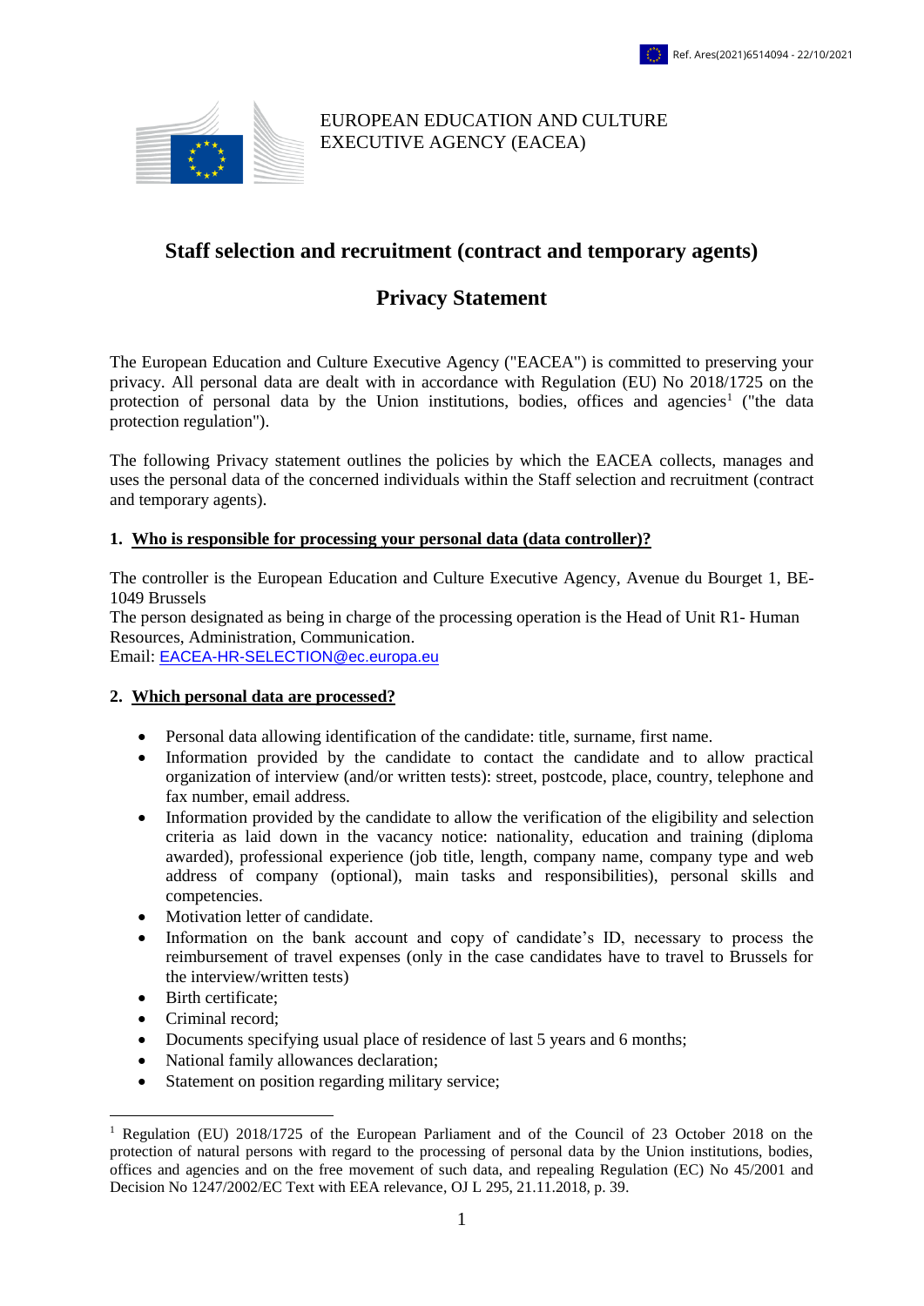Ref. Ares(2021)6514094 - 22/10/2021

EUROPEAN EDUCATION AND CULTURE
EXECUTIVE AGENCY (EACEA)

# Staff selection and recruitment (contract and temporary agents)

# Privacy Statement

The European Education and Culture Executive Agency ("EACEA") is committed to preserving your privacy. All personal data are dealt with in accordance with Regulation (EU) No 2018/1725 on the protection of personal data by the Union institutions, bodies, offices and agencies[1] ("the data protection regulation").

The following Privacy statement outlines the policies by which the EACEA collects, manages and uses the personal data of the concerned individuals within the Staff selection and recruitment (contract and temporary agents).

## 1. Who is responsible for processing your personal data (data controller)?

The controller is the European Education and Culture Executive Agency, Avenue du Bourget 1, BE-1049 Brussels
The person designated as being in charge of the processing operation is the Head of Unit R1- Human Resources, Administration, Communication.
Email: EACEA-HR-SELECTION@ec.europa.eu

## 2. Which personal data are processed?

- Personal data allowing identification of the candidate: title, surname, first name.
- Information provided by the candidate to contact the candidate and to allow practical organization of interview (and/or written tests): street, postcode, place, country, telephone and fax number, email address.
- Information provided by the candidate to allow the verification of the eligibility and selection criteria as laid down in the vacancy notice: nationality, education and training (diploma awarded), professional experience (job title, length, company name, company type and web address of company (optional), main tasks and responsibilities), personal skills and competencies.
- Motivation letter of candidate.
- Information on the bank account and copy of candidate's ID, necessary to process the reimbursement of travel expenses (only in the case candidates have to travel to Brussels for the interview/written tests)
- Birth certificate;
- Criminal record;
- Documents specifying usual place of residence of last 5 years and 6 months;
- National family allowances declaration;
- Statement on position regarding military service;

[1] Regulation (EU) 2018/1725 of the European Parliament and of the Council of 23 October 2018 on the protection of natural persons with regard to the processing of personal data by the Union institutions, bodies, offices and agencies and on the free movement of such data, and repealing Regulation (EC) No 45/2001 and Decision No 1247/2002/EC Text with EEA relevance, OJ L 295, 21.11.2018, p. 39.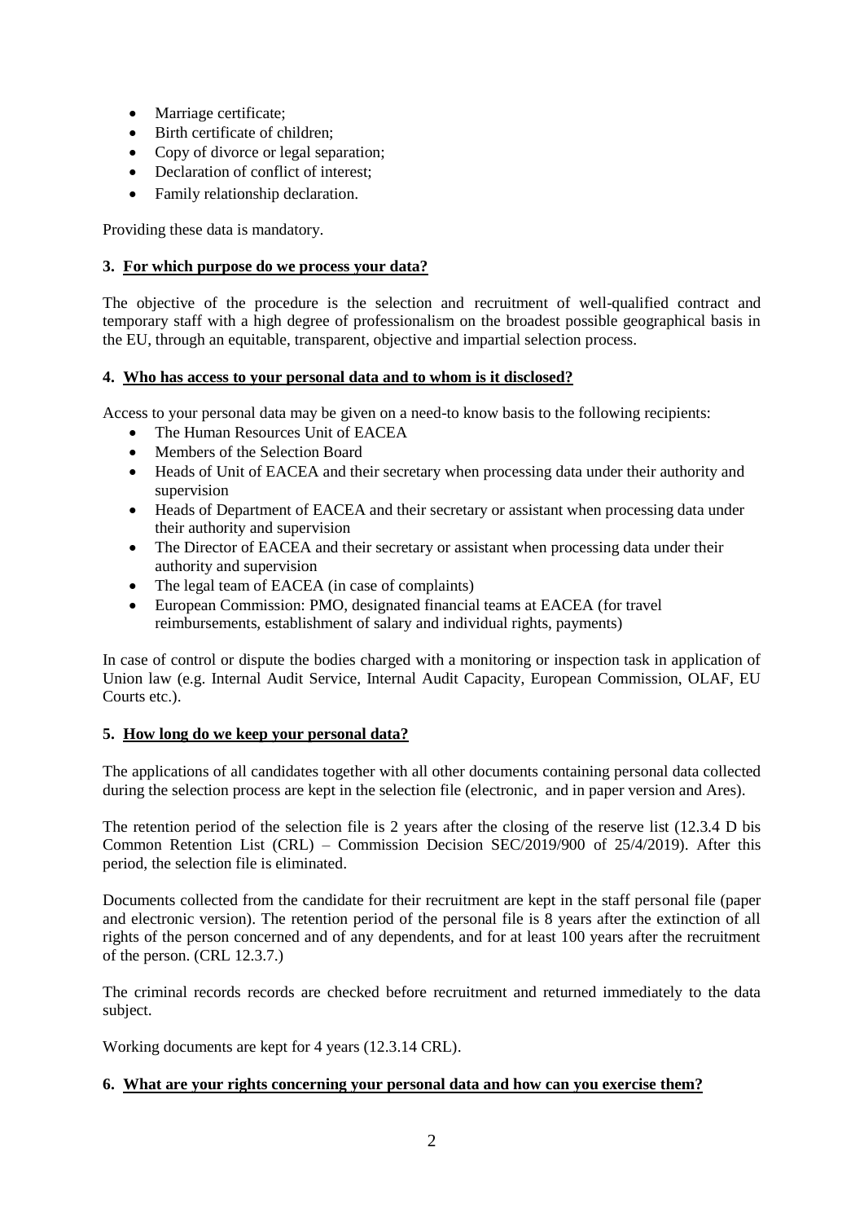- Marriage certificate;
- Birth certificate of children;
- Copy of divorce or legal separation;
- Declaration of conflict of interest;
- Family relationship declaration.

Providing these data is mandatory.

## 3. For which purpose do we process your data?

The objective of the procedure is the selection and recruitment of well-qualified contract and temporary staff with a high degree of professionalism on the broadest possible geographical basis in the EU, through an equitable, transparent, objective and impartial selection process.

## 4. Who has access to your personal data and to whom is it disclosed?

Access to your personal data may be given on a need-to know basis to the following recipients:

- The Human Resources Unit of EACEA
- Members of the Selection Board
- Heads of Unit of EACEA and their secretary when processing data under their authority and supervision
- Heads of Department of EACEA and their secretary or assistant when processing data under their authority and supervision
- The Director of EACEA and their secretary or assistant when processing data under their authority and supervision
- The legal team of EACEA (in case of complaints)
- European Commission: PMO, designated financial teams at EACEA (for travel reimbursements, establishment of salary and individual rights, payments)

In case of control or dispute the bodies charged with a monitoring or inspection task in application of Union law (e.g. Internal Audit Service, Internal Audit Capacity, European Commission, OLAF, EU Courts etc.).

## 5. How long do we keep your personal data?

The applications of all candidates together with all other documents containing personal data collected during the selection process are kept in the selection file (electronic, and in paper version and Ares).

The retention period of the selection file is 2 years after the closing of the reserve list (12.3.4 D bis Common Retention List (CRL) – Commission Decision SEC/2019/900 of 25/4/2019). After this period, the selection file is eliminated.

Documents collected from the candidate for their recruitment are kept in the staff personal file (paper and electronic version). The retention period of the personal file is 8 years after the extinction of all rights of the person concerned and of any dependents, and for at least 100 years after the recruitment of the person. (CRL 12.3.7.)

The criminal records records are checked before recruitment and returned immediately to the data subject.

Working documents are kept for 4 years (12.3.14 CRL).

## 6. What are your rights concerning your personal data and how can you exercise them?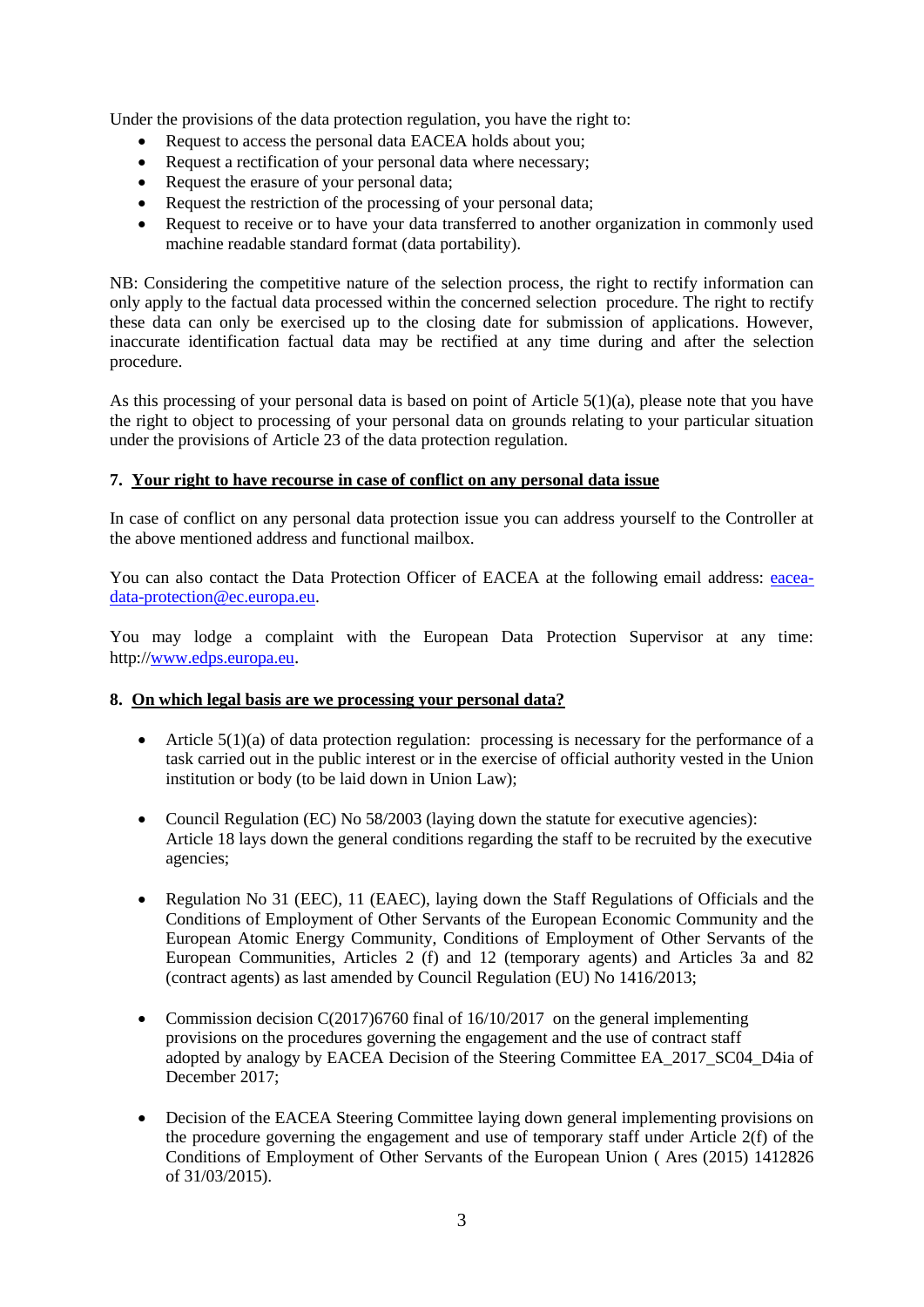Under the provisions of the data protection regulation, you have the right to:

- Request to access the personal data EACEA holds about you;
- Request a rectification of your personal data where necessary;
- Request the erasure of your personal data;
- Request the restriction of the processing of your personal data;
- Request to receive or to have your data transferred to another organization in commonly used machine readable standard format (data portability).

NB: Considering the competitive nature of the selection process, the right to rectify information can only apply to the factual data processed within the concerned selection procedure. The right to rectify these data can only be exercised up to the closing date for submission of applications. However, inaccurate identification factual data may be rectified at any time during and after the selection procedure.

As this processing of your personal data is based on point of Article 5(1)(a), please note that you have the right to object to processing of your personal data on grounds relating to your particular situation under the provisions of Article 23 of the data protection regulation.

## 7. Your right to have recourse in case of conflict on any personal data issue

In case of conflict on any personal data protection issue you can address yourself to the Controller at the above mentioned address and functional mailbox.

You can also contact the Data Protection Officer of EACEA at the following email address: eacea-data-protection@ec.europa.eu.

You may lodge a complaint with the European Data Protection Supervisor at any time: http://www.edps.europa.eu.

## 8. On which legal basis are we processing your personal data?

- Article 5(1)(a) of data protection regulation: processing is necessary for the performance of a task carried out in the public interest or in the exercise of official authority vested in the Union institution or body (to be laid down in Union Law);

- Council Regulation (EC) No 58/2003 (laying down the statute for executive agencies): Article 18 lays down the general conditions regarding the staff to be recruited by the executive agencies;

- Regulation No 31 (EEC), 11 (EAEC), laying down the Staff Regulations of Officials and the Conditions of Employment of Other Servants of the European Economic Community and the European Atomic Energy Community, Conditions of Employment of Other Servants of the European Communities, Articles 2 (f) and 12 (temporary agents) and Articles 3a and 82 (contract agents) as last amended by Council Regulation (EU) No 1416/2013;

- Commission decision C(2017)6760 final of 16/10/2017 on the general implementing provisions on the procedures governing the engagement and the use of contract staff adopted by analogy by EACEA Decision of the Steering Committee EA_2017_SC04_D4ia of December 2017;

- Decision of the EACEA Steering Committee laying down general implementing provisions on the procedure governing the engagement and use of temporary staff under Article 2(f) of the Conditions of Employment of Other Servants of the European Union ( Ares (2015) 1412826 of 31/03/2015).